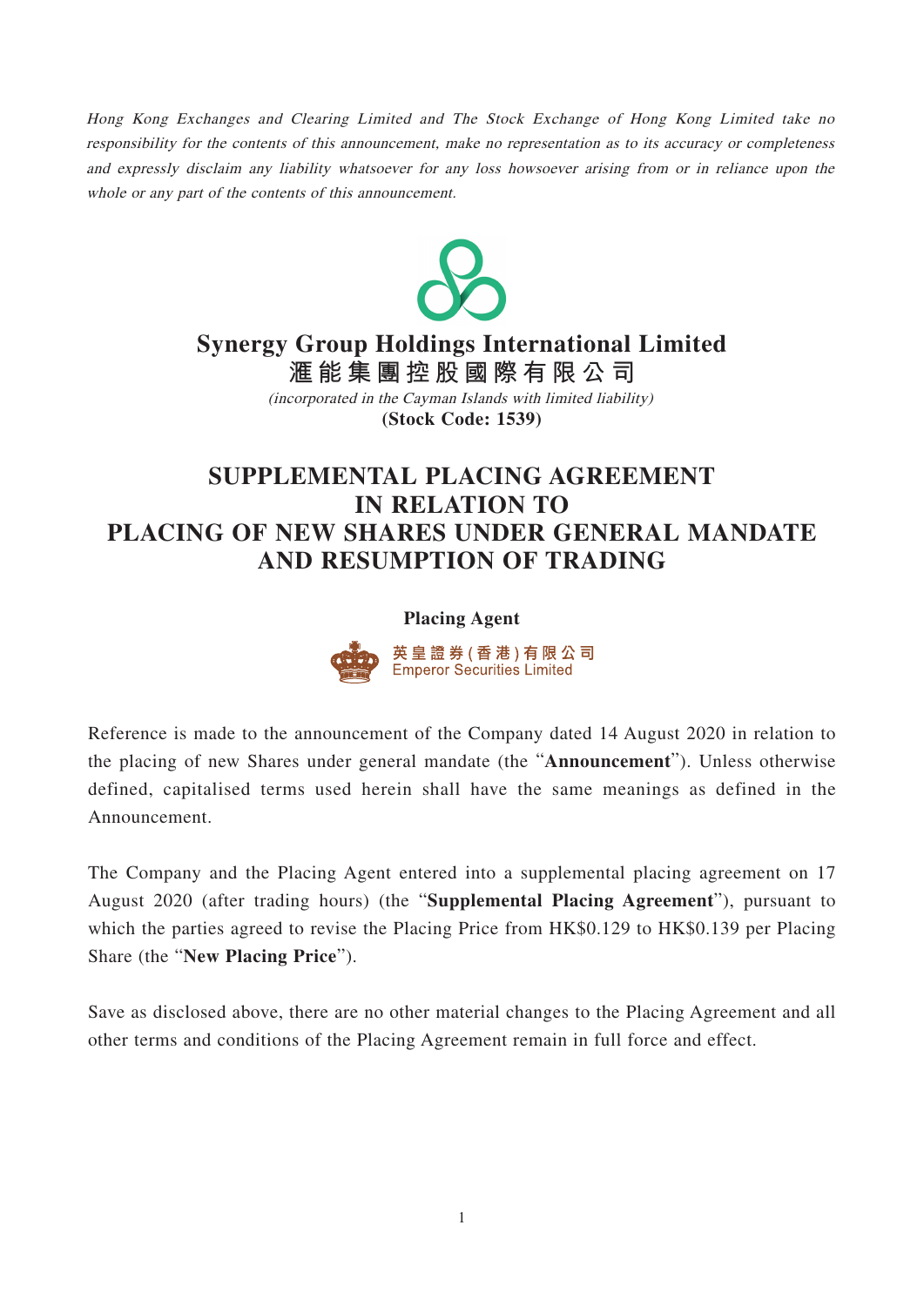*Hong Kong Exchanges and Clearing Limited and The Stock Exchange of Hong Kong Limited take no responsibility for the contents of this announcement, make no representation as to its accuracy or completeness and expressly disclaim any liability whatsoever for any loss howsoever arising from or in reliance upon the whole or any part of the contents of this announcement.*

# Synergy Group Holdings International Limited
# 滙能集團控股國際有限公司

*(incorporated in the Cayman Islands with limited liability)*

**(Stock Code: 1539)**

# SUPPLEMENTAL PLACING AGREEMENT IN RELATION TO PLACING OF NEW SHARES UNDER GENERAL MANDATE AND RESUMPTION OF TRADING

**Placing Agent**

英皇證券(香港)有限公司
Emperor Securities Limited

Reference is made to the announcement of the Company dated 14 August 2020 in relation to the placing of new Shares under general mandate (the "**Announcement**"). Unless otherwise defined, capitalised terms used herein shall have the same meanings as defined in the Announcement.

The Company and the Placing Agent entered into a supplemental placing agreement on 17 August 2020 (after trading hours) (the "**Supplemental Placing Agreement**"), pursuant to which the parties agreed to revise the Placing Price from HK$0.129 to HK$0.139 per Placing Share (the "**New Placing Price**").

Save as disclosed above, there are no other material changes to the Placing Agreement and all other terms and conditions of the Placing Agreement remain in full force and effect.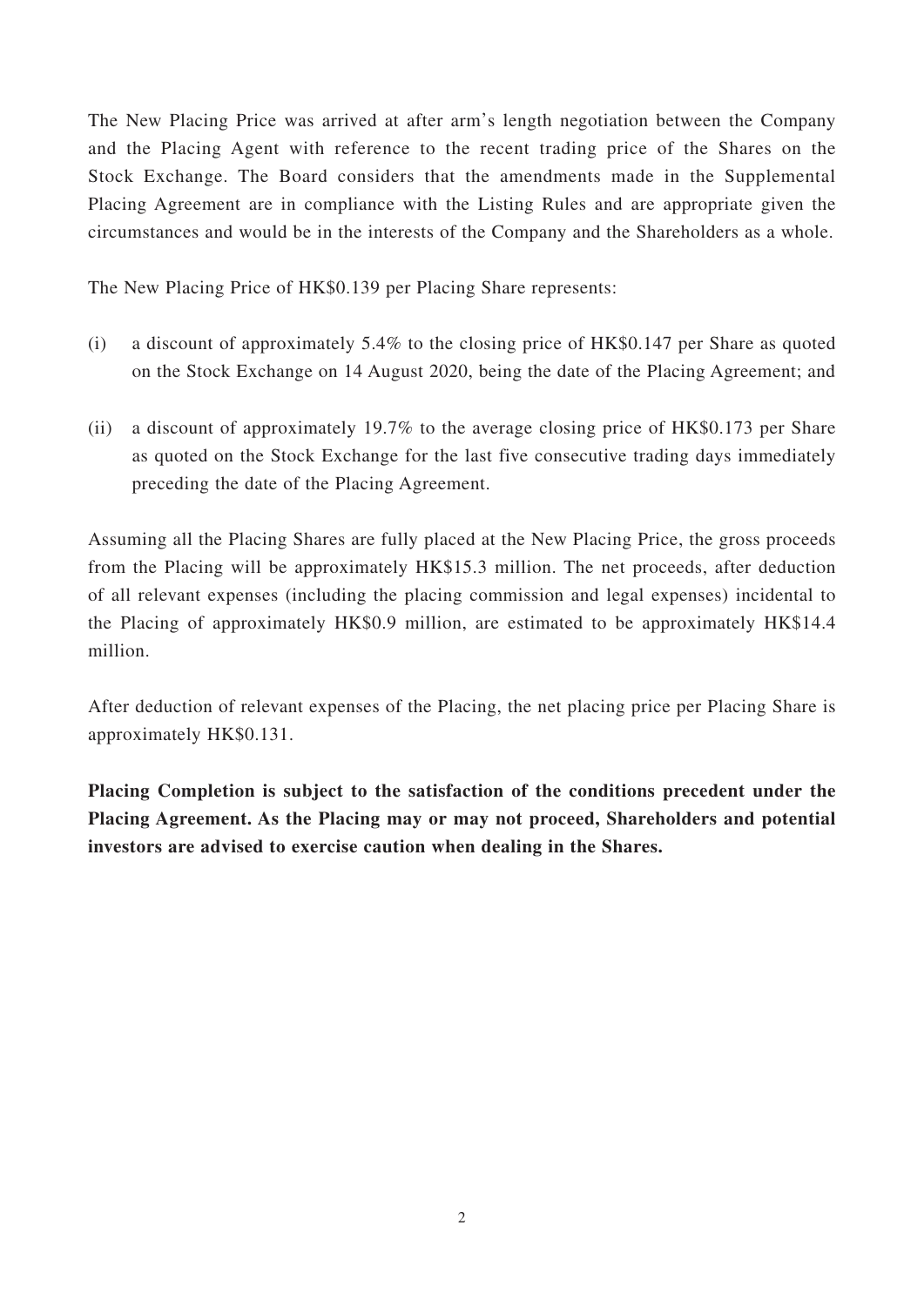The New Placing Price was arrived at after arm's length negotiation between the Company and the Placing Agent with reference to the recent trading price of the Shares on the Stock Exchange. The Board considers that the amendments made in the Supplemental Placing Agreement are in compliance with the Listing Rules and are appropriate given the circumstances and would be in the interests of the Company and the Shareholders as a whole.

The New Placing Price of HK$0.139 per Placing Share represents:

(i) a discount of approximately 5.4% to the closing price of HK$0.147 per Share as quoted on the Stock Exchange on 14 August 2020, being the date of the Placing Agreement; and

(ii) a discount of approximately 19.7% to the average closing price of HK$0.173 per Share as quoted on the Stock Exchange for the last five consecutive trading days immediately preceding the date of the Placing Agreement.

Assuming all the Placing Shares are fully placed at the New Placing Price, the gross proceeds from the Placing will be approximately HK$15.3 million. The net proceeds, after deduction of all relevant expenses (including the placing commission and legal expenses) incidental to the Placing of approximately HK$0.9 million, are estimated to be approximately HK$14.4 million.

After deduction of relevant expenses of the Placing, the net placing price per Placing Share is approximately HK$0.131.

**Placing Completion is subject to the satisfaction of the conditions precedent under the Placing Agreement. As the Placing may or may not proceed, Shareholders and potential investors are advised to exercise caution when dealing in the Shares.**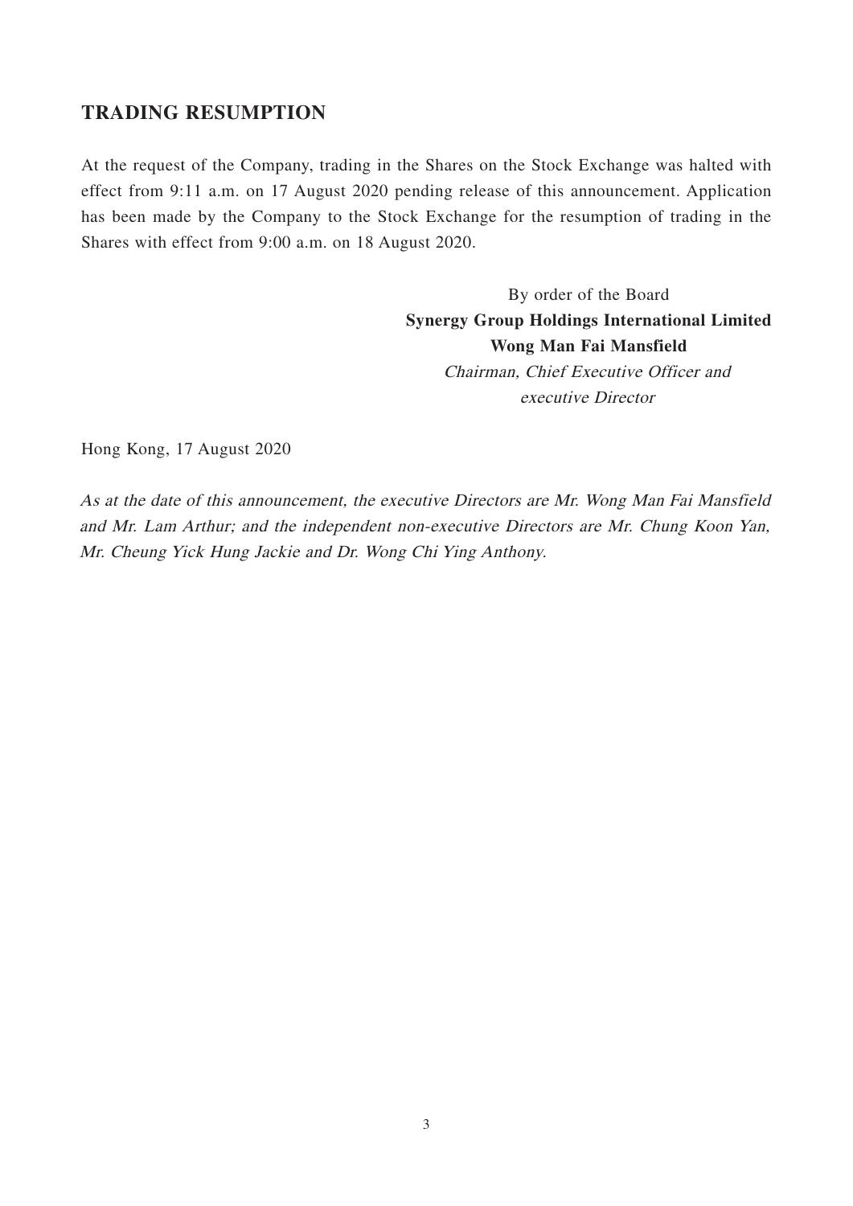## TRADING RESUMPTION

At the request of the Company, trading in the Shares on the Stock Exchange was halted with effect from 9:11 a.m. on 17 August 2020 pending release of this announcement. Application has been made by the Company to the Stock Exchange for the resumption of trading in the Shares with effect from 9:00 a.m. on 18 August 2020.

By order of the Board
**Synergy Group Holdings International Limited**
**Wong Man Fai Mansfield**
*Chairman, Chief Executive Officer and executive Director*

Hong Kong, 17 August 2020

*As at the date of this announcement, the executive Directors are Mr. Wong Man Fai Mansfield and Mr. Lam Arthur; and the independent non-executive Directors are Mr. Chung Koon Yan, Mr. Cheung Yick Hung Jackie and Dr. Wong Chi Ying Anthony.*